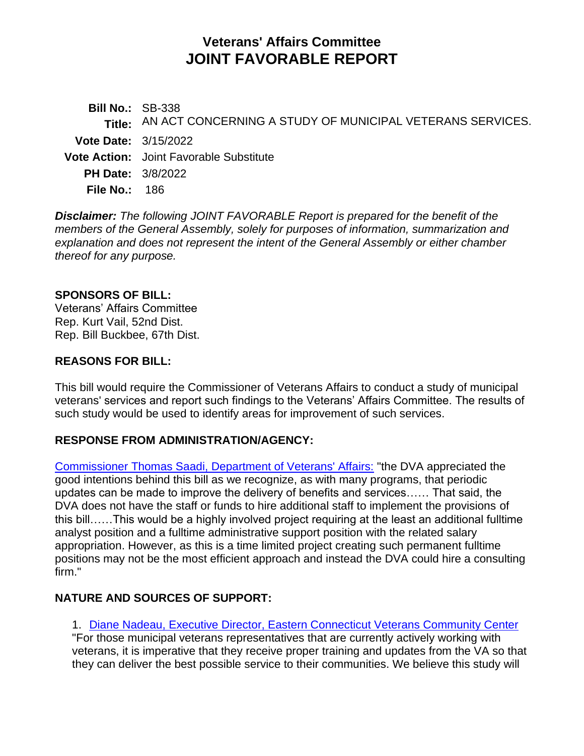# Veterans' Affairs Committee
# JOINT FAVORABLE REPORT

**Bill No.:** SB-338
**Title:** AN ACT CONCERNING A STUDY OF MUNICIPAL VETERANS SERVICES.
**Vote Date:** 3/15/2022
**Vote Action:** Joint Favorable Substitute
**PH Date:** 3/8/2022
**File No.:** 186

***Disclaimer:*** *The following JOINT FAVORABLE Report is prepared for the benefit of the members of the General Assembly, solely for purposes of information, summarization and explanation and does not represent the intent of the General Assembly or either chamber thereof for any purpose.*

## SPONSORS OF BILL:

Veterans' Affairs Committee
Rep. Kurt Vail, 52nd Dist.
Rep. Bill Buckbee, 67th Dist.

## REASONS FOR BILL:

This bill would require the Commissioner of Veterans Affairs to conduct a study of municipal veterans' services and report such findings to the Veterans' Affairs Committee. The results of such study would be used to identify areas for improvement of such services.

## RESPONSE FROM ADMINISTRATION/AGENCY:

Commissioner Thomas Saadi, Department of Veterans' Affairs: "the DVA appreciated the good intentions behind this bill as we recognize, as with many programs, that periodic updates can be made to improve the delivery of benefits and services…… That said, the DVA does not have the staff or funds to hire additional staff to implement the provisions of this bill……This would be a highly involved project requiring at the least an additional fulltime analyst position and a fulltime administrative support position with the related salary appropriation. However, as this is a time limited project creating such permanent fulltime positions may not be the most efficient approach and instead the DVA could hire a consulting firm."

## NATURE AND SOURCES OF SUPPORT:

1. Diane Nadeau, Executive Director, Eastern Connecticut Veterans Community Center "For those municipal veterans representatives that are currently actively working with veterans, it is imperative that they receive proper training and updates from the VA so that they can deliver the best possible service to their communities. We believe this study will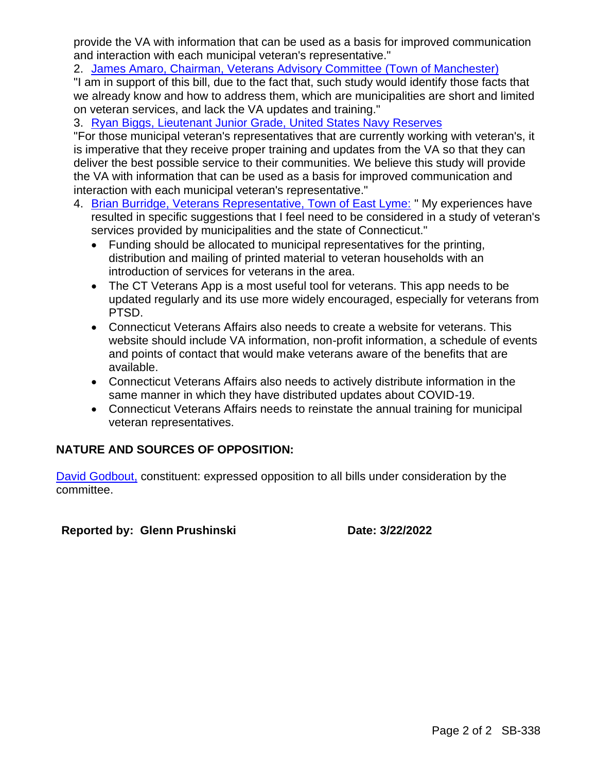provide the VA with information that can be used as a basis for improved communication and interaction with each municipal veteran's representative."

2. [James Amaro, Chairman, Veterans Advisory Committee (Town of Manchester)]
"I am in support of this bill, due to the fact that, such study would identify those facts that we already know and how to address them, which are municipalities are short and limited on veteran services, and lack the VA updates and training."

3. [Ryan Biggs, Lieutenant Junior Grade, United States Navy Reserves]
"For those municipal veteran's representatives that are currently working with veteran's, it is imperative that they receive proper training and updates from the VA so that they can deliver the best possible service to their communities. We believe this study will provide the VA with information that can be used as a basis for improved communication and interaction with each municipal veteran's representative."

4. [Brian Burridge, Veterans Representative, Town of East Lyme:] " My experiences have resulted in specific suggestions that I feel need to be considered in a study of veteran's services provided by municipalities and the state of Connecticut."
   - Funding should be allocated to municipal representatives for the printing, distribution and mailing of printed material to veteran households with an introduction of services for veterans in the area.
   - The CT Veterans App is a most useful tool for veterans. This app needs to be updated regularly and its use more widely encouraged, especially for veterans from PTSD.
   - Connecticut Veterans Affairs also needs to create a website for veterans. This website should include VA information, non-profit information, a schedule of events and points of contact that would make veterans aware of the benefits that are available.
   - Connecticut Veterans Affairs also needs to actively distribute information in the same manner in which they have distributed updates about COVID-19.
   - Connecticut Veterans Affairs needs to reinstate the annual training for municipal veteran representatives.

**NATURE AND SOURCES OF OPPOSITION:**

[David Godbout,] constituent: expressed opposition to all bills under consideration by the committee.

**Reported by: Glenn Prushinski** **Date: 3/22/2022**